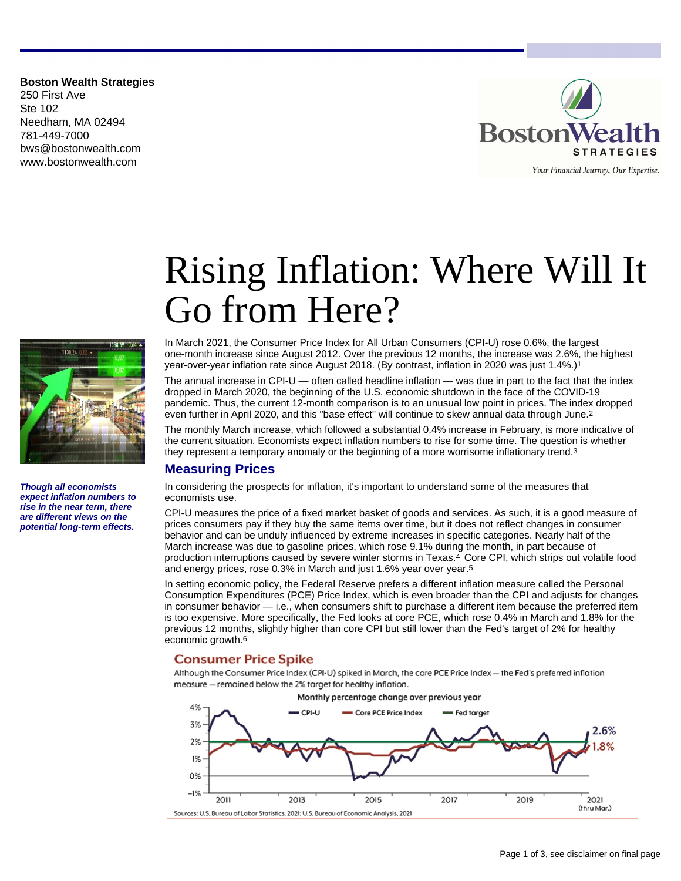**Boston Wealth Strategies**
250 First Ave
Ste 102
Needham, MA 02494
781-449-7000
bws@bostonwealth.com
www.bostonwealth.com

# Rising Inflation: Where Will It Go from Here?

***Though all economists expect inflation numbers to rise in the near term, there are different views on the potential long-term effects.***

In March 2021, the Consumer Price Index for All Urban Consumers (CPI-U) rose 0.6%, the largest one-month increase since August 2012. Over the previous 12 months, the increase was 2.6%, the highest year-over-year inflation rate since August 2018. (By contrast, inflation in 2020 was just 1.4%.)[1]

The annual increase in CPI-U — often called headline inflation — was due in part to the fact that the index dropped in March 2020, the beginning of the U.S. economic shutdown in the face of the COVID-19 pandemic. Thus, the current 12-month comparison is to an unusual low point in prices. The index dropped even further in April 2020, and this "base effect" will continue to skew annual data through June.[2]

The monthly March increase, which followed a substantial 0.4% increase in February, is more indicative of the current situation. Economists expect inflation numbers to rise for some time. The question is whether they represent a temporary anomaly or the beginning of a more worrisome inflationary trend.[3]

## Measuring Prices

In considering the prospects for inflation, it's important to understand some of the measures that economists use.

CPI-U measures the price of a fixed market basket of goods and services. As such, it is a good measure of prices consumers pay if they buy the same items over time, but it does not reflect changes in consumer behavior and can be unduly influenced by extreme increases in specific categories. Nearly half of the March increase was due to gasoline prices, which rose 9.1% during the month, in part because of production interruptions caused by severe winter storms in Texas.[4] Core CPI, which strips out volatile food and energy prices, rose 0.3% in March and just 1.6% year over year.[5]

In setting economic policy, the Federal Reserve prefers a different inflation measure called the Personal Consumption Expenditures (PCE) Price Index, which is even broader than the CPI and adjusts for changes in consumer behavior — i.e., when consumers shift to purchase a different item because the preferred item is too expensive. More specifically, the Fed looks at core PCE, which rose 0.4% in March and 1.8% for the previous 12 months, slightly higher than core CPI but still lower than the Fed's target of 2% for healthy economic growth.[6]

### Consumer Price Spike

Although the Consumer Price Index (CPI-U) spiked in March, the core PCE Price Index — the Fed's preferred inflation measure — remained below the 2% target for healthy inflation.

Monthly percentage change over previous year

Legend: CPI-U; Core PCE Price Index; Fed target. Latest values: CPI-U 2.6%, Core PCE 1.8%. X-axis: 2011–2021 (thru Mar.); Y-axis: –1% to 4%.

Sources: U.S. Bureau of Labor Statistics, 2021; U.S. Bureau of Economic Analysis, 2021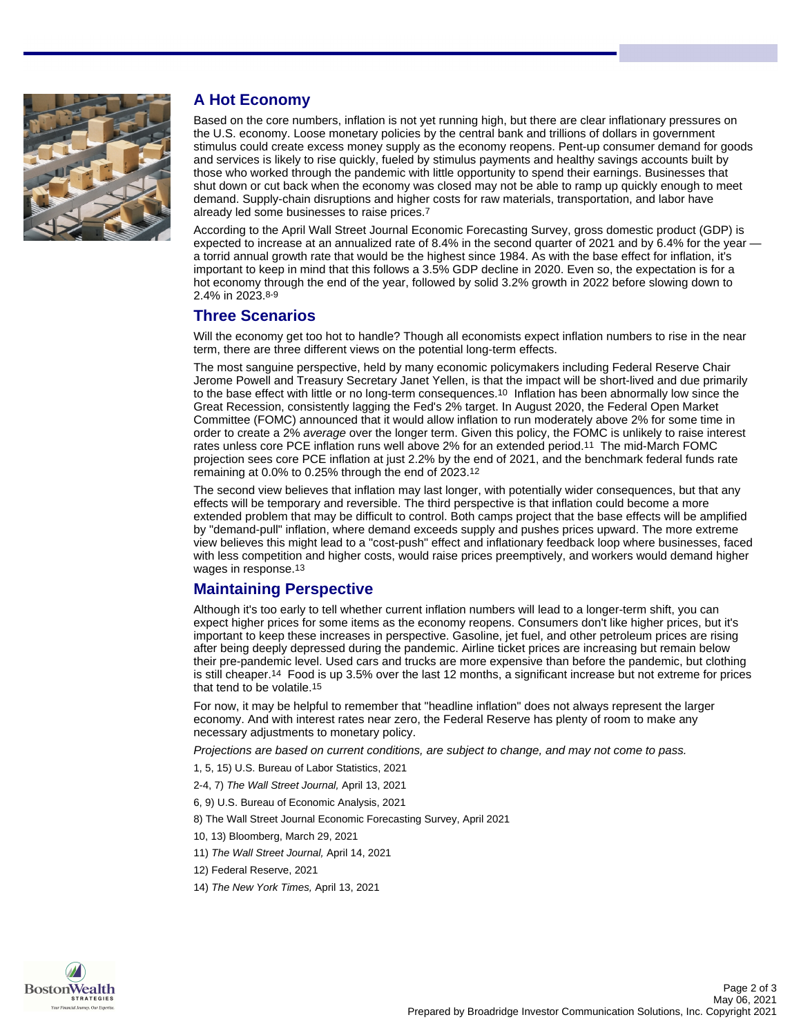## A Hot Economy

Based on the core numbers, inflation is not yet running high, but there are clear inflationary pressures on the U.S. economy. Loose monetary policies by the central bank and trillions of dollars in government stimulus could create excess money supply as the economy reopens. Pent-up consumer demand for goods and services is likely to rise quickly, fueled by stimulus payments and healthy savings accounts built by those who worked through the pandemic with little opportunity to spend their earnings. Businesses that shut down or cut back when the economy was closed may not be able to ramp up quickly enough to meet demand. Supply-chain disruptions and higher costs for raw materials, transportation, and labor have already led some businesses to raise prices.[7]

According to the April Wall Street Journal Economic Forecasting Survey, gross domestic product (GDP) is expected to increase at an annualized rate of 8.4% in the second quarter of 2021 and by 6.4% for the year — a torrid annual growth rate that would be the highest since 1984. As with the base effect for inflation, it's important to keep in mind that this follows a 3.5% GDP decline in 2020. Even so, the expectation is for a hot economy through the end of the year, followed by solid 3.2% growth in 2022 before slowing down to 2.4% in 2023.[8-9]

## Three Scenarios

Will the economy get too hot to handle? Though all economists expect inflation numbers to rise in the near term, there are three different views on the potential long-term effects.

The most sanguine perspective, held by many economic policymakers including Federal Reserve Chair Jerome Powell and Treasury Secretary Janet Yellen, is that the impact will be short-lived and due primarily to the base effect with little or no long-term consequences.[10] Inflation has been abnormally low since the Great Recession, consistently lagging the Fed's 2% target. In August 2020, the Federal Open Market Committee (FOMC) announced that it would allow inflation to run moderately above 2% for some time in order to create a 2% *average* over the longer term. Given this policy, the FOMC is unlikely to raise interest rates unless core PCE inflation runs well above 2% for an extended period.[11] The mid-March FOMC projection sees core PCE inflation at just 2.2% by the end of 2021, and the benchmark federal funds rate remaining at 0.0% to 0.25% through the end of 2023.[12]

The second view believes that inflation may last longer, with potentially wider consequences, but that any effects will be temporary and reversible. The third perspective is that inflation could become a more extended problem that may be difficult to control. Both camps project that the base effects will be amplified by "demand-pull" inflation, where demand exceeds supply and pushes prices upward. The more extreme view believes this might lead to a "cost-push" effect and inflationary feedback loop where businesses, faced with less competition and higher costs, would raise prices preemptively, and workers would demand higher wages in response.[13]

## Maintaining Perspective

Although it's too early to tell whether current inflation numbers will lead to a longer-term shift, you can expect higher prices for some items as the economy reopens. Consumers don't like higher prices, but it's important to keep these increases in perspective. Gasoline, jet fuel, and other petroleum prices are rising after being deeply depressed during the pandemic. Airline ticket prices are increasing but remain below their pre-pandemic level. Used cars and trucks are more expensive than before the pandemic, but clothing is still cheaper.[14] Food is up 3.5% over the last 12 months, a significant increase but not extreme for prices that tend to be volatile.[15]

For now, it may be helpful to remember that "headline inflation" does not always represent the larger economy. And with interest rates near zero, the Federal Reserve has plenty of room to make any necessary adjustments to monetary policy.

*Projections are based on current conditions, are subject to change, and may not come to pass.*

1, 5, 15) U.S. Bureau of Labor Statistics, 2021

2-4, 7) *The Wall Street Journal,* April 13, 2021

6, 9) U.S. Bureau of Economic Analysis, 2021

8) The Wall Street Journal Economic Forecasting Survey, April 2021

10, 13) Bloomberg, March 29, 2021

11) *The Wall Street Journal,* April 14, 2021

12) Federal Reserve, 2021

14) *The New York Times,* April 13, 2021

May 06, 2021
Prepared by Broadridge Investor Communication Solutions, Inc. Copyright 2021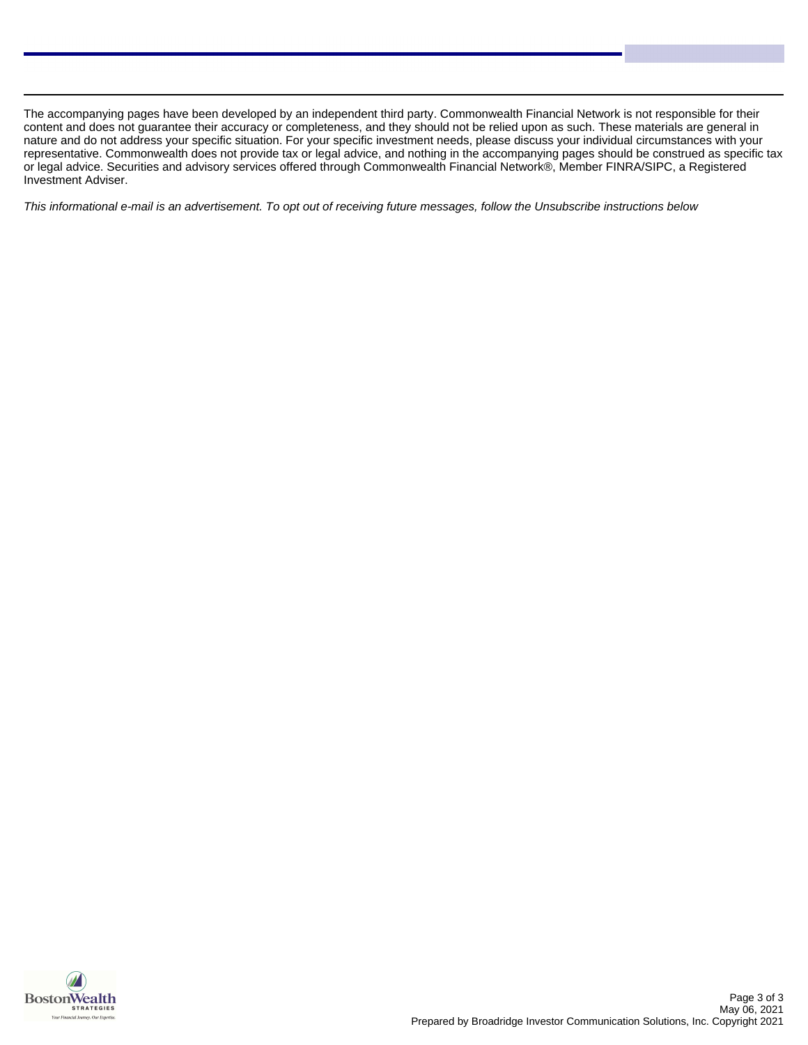The accompanying pages have been developed by an independent third party. Commonwealth Financial Network is not responsible for their content and does not guarantee their accuracy or completeness, and they should not be relied upon as such. These materials are general in nature and do not address your specific situation. For your specific investment needs, please discuss your individual circumstances with your representative. Commonwealth does not provide tax or legal advice, and nothing in the accompanying pages should be construed as specific tax or legal advice. Securities and advisory services offered through Commonwealth Financial Network®, Member FINRA/SIPC, a Registered Investment Adviser.

*This informational e-mail is an advertisement. To opt out of receiving future messages, follow the Unsubscribe instructions below*